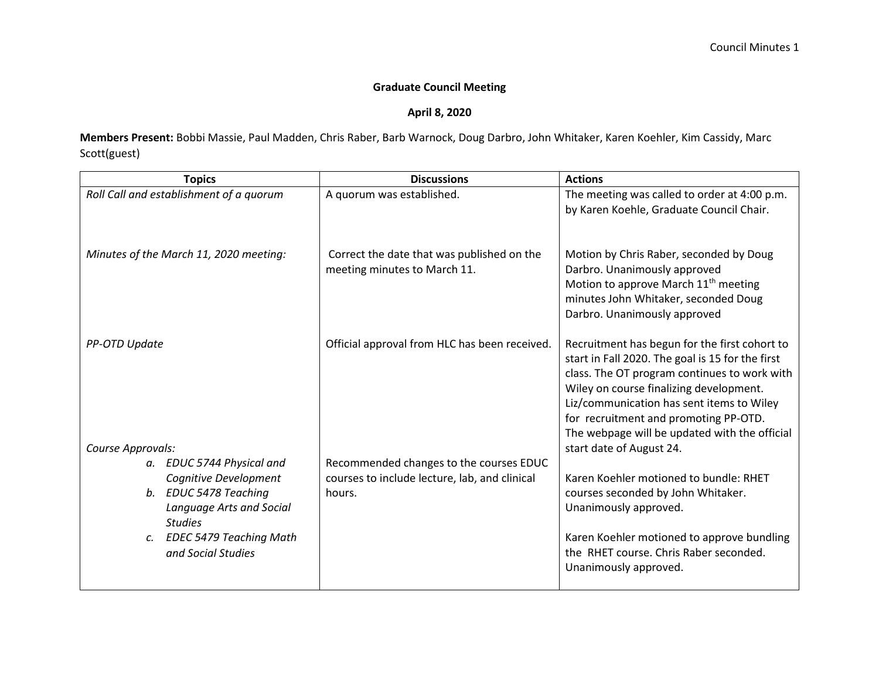**Graduate Council Meeting**

**April 8, 2020**

**Members Present:** Bobbi Massie, Paul Madden, Chris Raber, Barb Warnock, Doug Darbro, John Whitaker, Karen Koehler, Kim Cassidy, Marc Scott(guest)

| Topics | Discussions | Actions |
|---|---|---|
| *Roll Call and establishment of a quorum* | A quorum was established. | The meeting was called to order at 4:00 p.m. by Karen Koehle, Graduate Council Chair. |
| *Minutes of the March 11, 2020 meeting:* | Correct the date that was published on the meeting minutes to March 11. | Motion by Chris Raber, seconded by Doug Darbro. Unanimously approved<br>Motion to approve March 11th meeting minutes John Whitaker, seconded Doug Darbro. Unanimously approved |
| *PP-OTD Update* | Official approval from HLC has been received. | Recruitment has begun for the first cohort to start in Fall 2020. The goal is 15 for the first class. The OT program continues to work with Wiley on course finalizing development. Liz/communication has sent items to Wiley for recruitment and promoting PP-OTD.<br>The webpage will be updated with the official start date of August 24. |
| *Course Approvals:*<br>a. *EDUC 5744 Physical and Cognitive Development*<br>b. *EDUC 5478 Teaching Language Arts and Social Studies*<br>c. *EDEC 5479 Teaching Math and Social Studies* | Recommended changes to the courses EDUC courses to include lecture, lab, and clinical hours. | Karen Koehler motioned to bundle: RHET courses seconded by John Whitaker. Unanimously approved.<br><br>Karen Koehler motioned to approve bundling the RHET course. Chris Raber seconded. Unanimously approved. |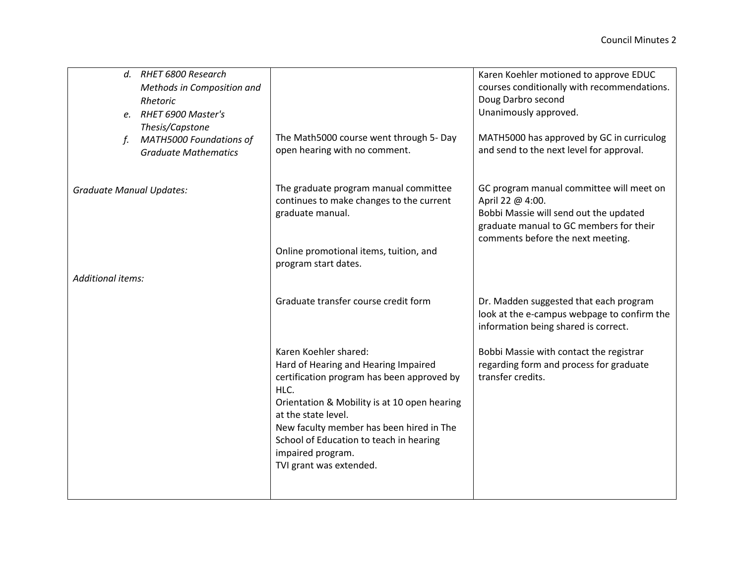| | | |
|---|---|---|
| d. *RHET 6800 Research Methods in Composition and Rhetoric*<br>e. *RHET 6900 Master's Thesis/Capstone*<br>f. *MATH5000 Foundations of Graduate Mathematics* | The Math5000 course went through 5- Day open hearing with no comment. | Karen Koehler motioned to approve EDUC courses conditionally with recommendations.<br>Doug Darbro second<br>Unanimously approved.<br><br>MATH5000 has approved by GC in curriculog and send to the next level for approval. |
| *Graduate Manual Updates:* | The graduate program manual committee continues to make changes to the current graduate manual. | GC program manual committee will meet on April 22 @ 4:00.<br>Bobbi Massie will send out the updated graduate manual to GC members for their comments before the next meeting. |
| *Additional items:* | Online promotional items, tuition, and program start dates. | Dr. Madden suggested that each program look at the e-campus webpage to confirm the information being shared is correct. |
| | Graduate transfer course credit form | Bobbi Massie with contact the registrar regarding form and process for graduate transfer credits. |
| | Karen Koehler shared:<br>Hard of Hearing and Hearing Impaired certification program has been approved by HLC.<br>Orientation & Mobility is at 10 open hearing at the state level.<br>New faculty member has been hired in The School of Education to teach in hearing impaired program.<br>TVI grant was extended. | |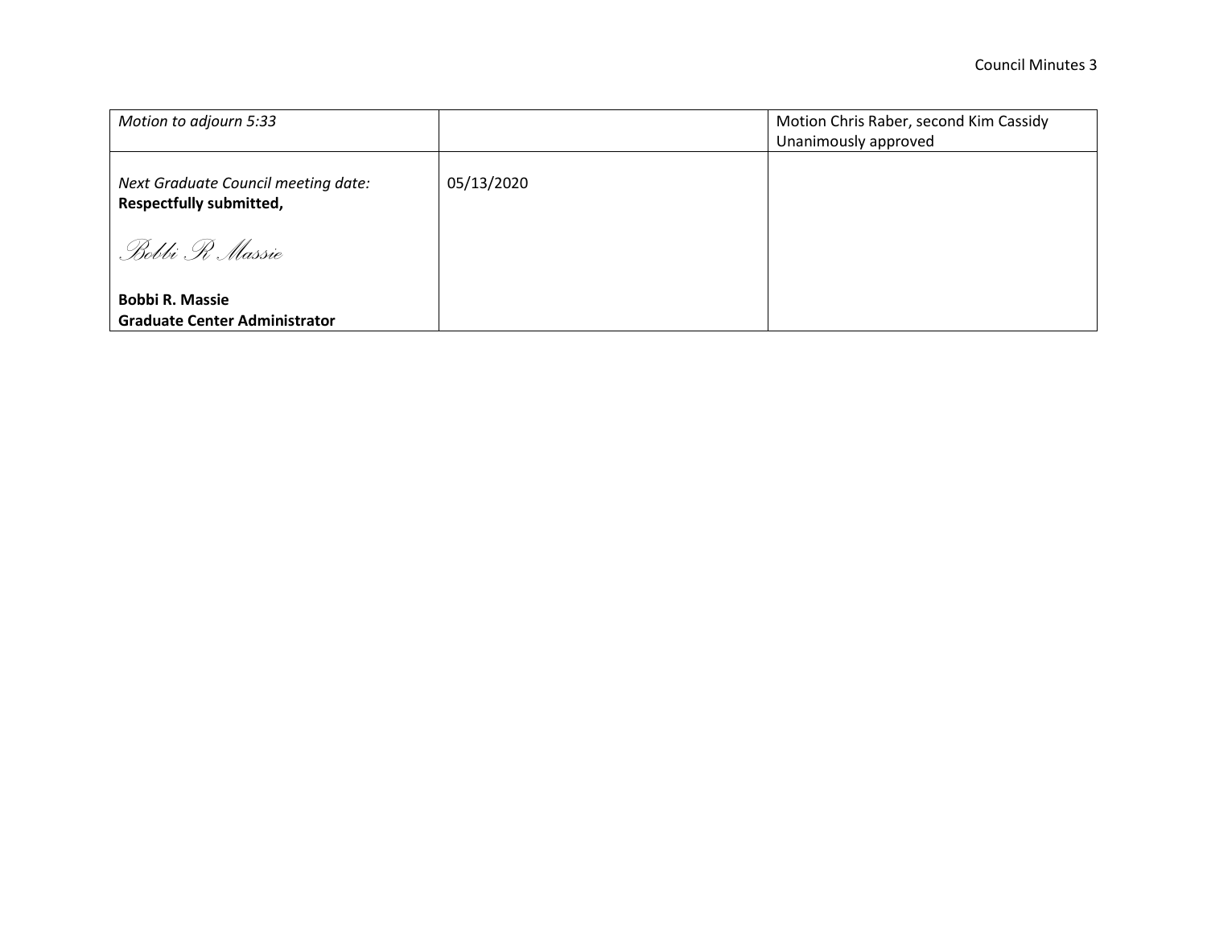| | | |
|---|---|---|
| *Motion to adjourn 5:33* | | Motion Chris Raber, second Kim Cassidy<br>Unanimously approved |
| *Next Graduate Council meeting date:*<br>**Respectfully submitted,**<br><br>*Bobbi R Massie*<br><br>**Bobbi R. Massie**<br>**Graduate Center Administrator** | 05/13/2020 | |